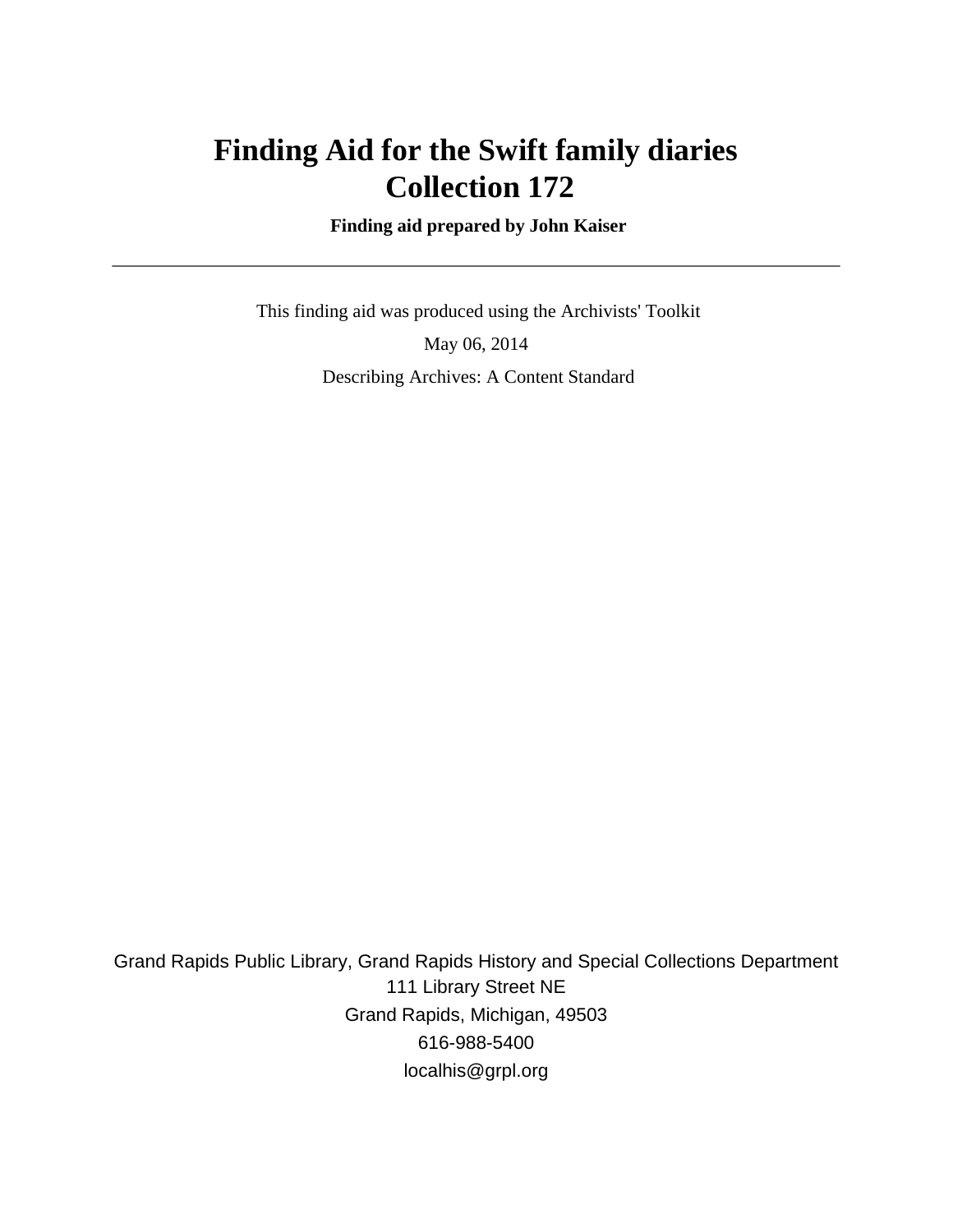# Finding Aid for the Swift family diaries
# Collection 172

**Finding aid prepared by John Kaiser**

---

This finding aid was produced using the Archivists' Toolkit

May 06, 2014

Describing Archives: A Content Standard

Grand Rapids Public Library, Grand Rapids History and Special Collections Department
111 Library Street NE
Grand Rapids, Michigan, 49503
616-988-5400
localhis@grpl.org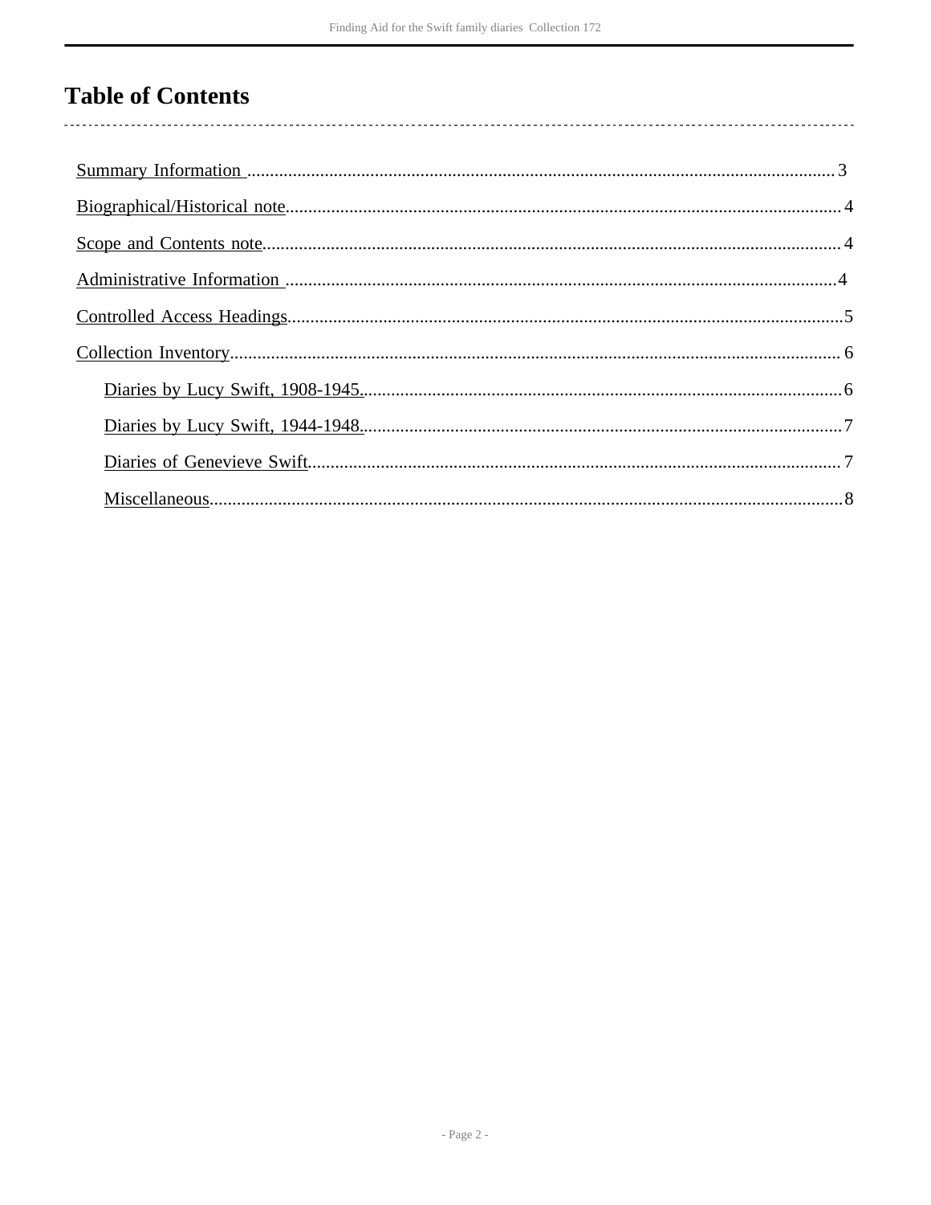# Table of Contents

- Summary Information ................................................................ 3
- Biographical/Historical note ................................................................ 4
- Scope and Contents note ................................................................ 4
- Administrative Information ................................................................ 4
- Controlled Access Headings ................................................................ 5
- Collection Inventory ................................................................ 6
    - Diaries by Lucy Swift, 1908-1945. ................................................................ 6
    - Diaries by Lucy Swift, 1944-1948. ................................................................ 7
    - Diaries of Genevieve Swift ................................................................ 7
    - Miscellaneous ................................................................ 8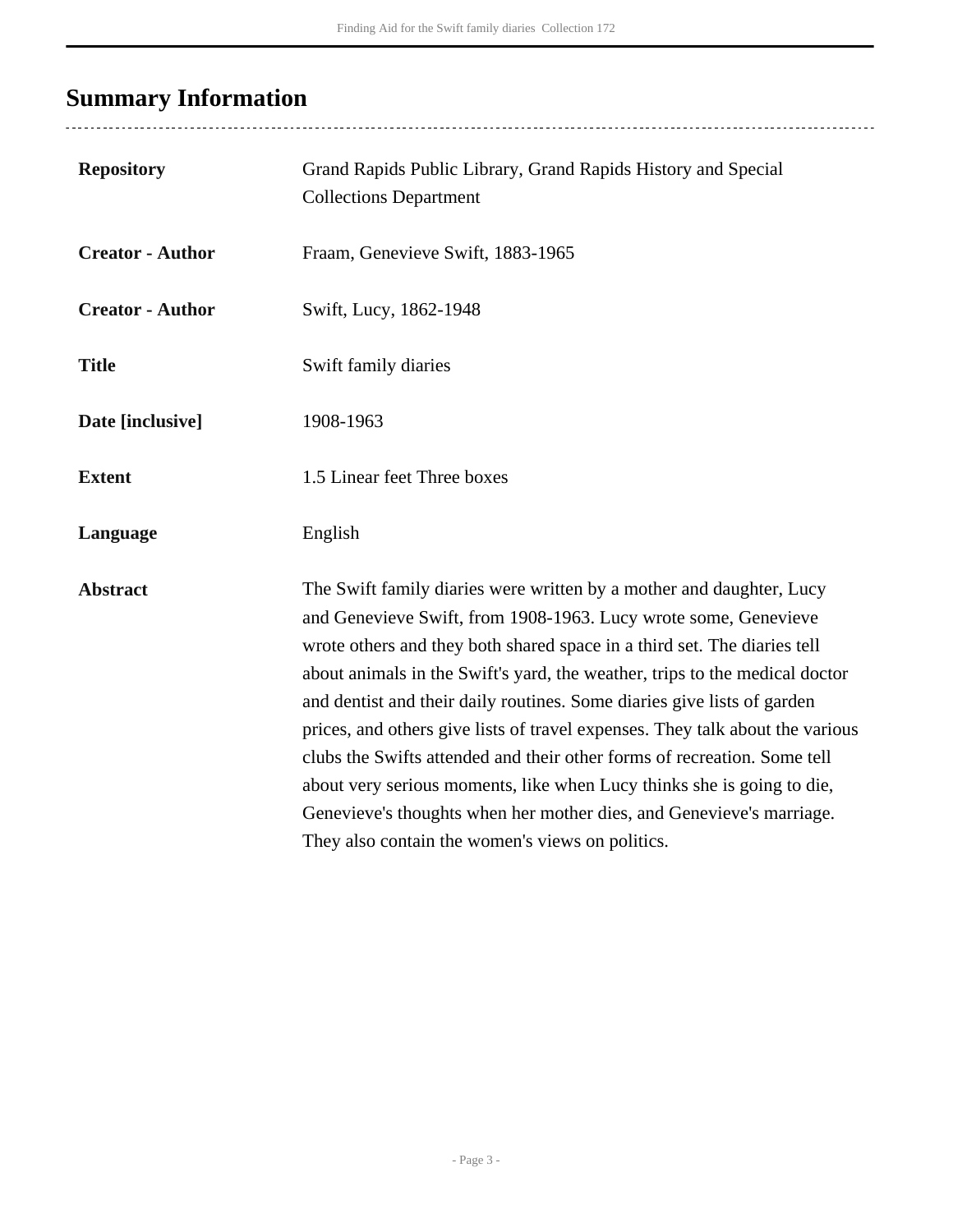## Summary Information

| | |
|---|---|
| **Repository** | Grand Rapids Public Library, Grand Rapids History and Special Collections Department |
| **Creator - Author** | Fraam, Genevieve Swift, 1883-1965 |
| **Creator - Author** | Swift, Lucy, 1862-1948 |
| **Title** | Swift family diaries |
| **Date [inclusive]** | 1908-1963 |
| **Extent** | 1.5 Linear feet Three boxes |
| **Language** | English |
| **Abstract** | The Swift family diaries were written by a mother and daughter, Lucy and Genevieve Swift, from 1908-1963. Lucy wrote some, Genevieve wrote others and they both shared space in a third set. The diaries tell about animals in the Swift's yard, the weather, trips to the medical doctor and dentist and their daily routines. Some diaries give lists of garden prices, and others give lists of travel expenses. They talk about the various clubs the Swifts attended and their other forms of recreation. Some tell about very serious moments, like when Lucy thinks she is going to die, Genevieve's thoughts when her mother dies, and Genevieve's marriage. They also contain the women's views on politics. |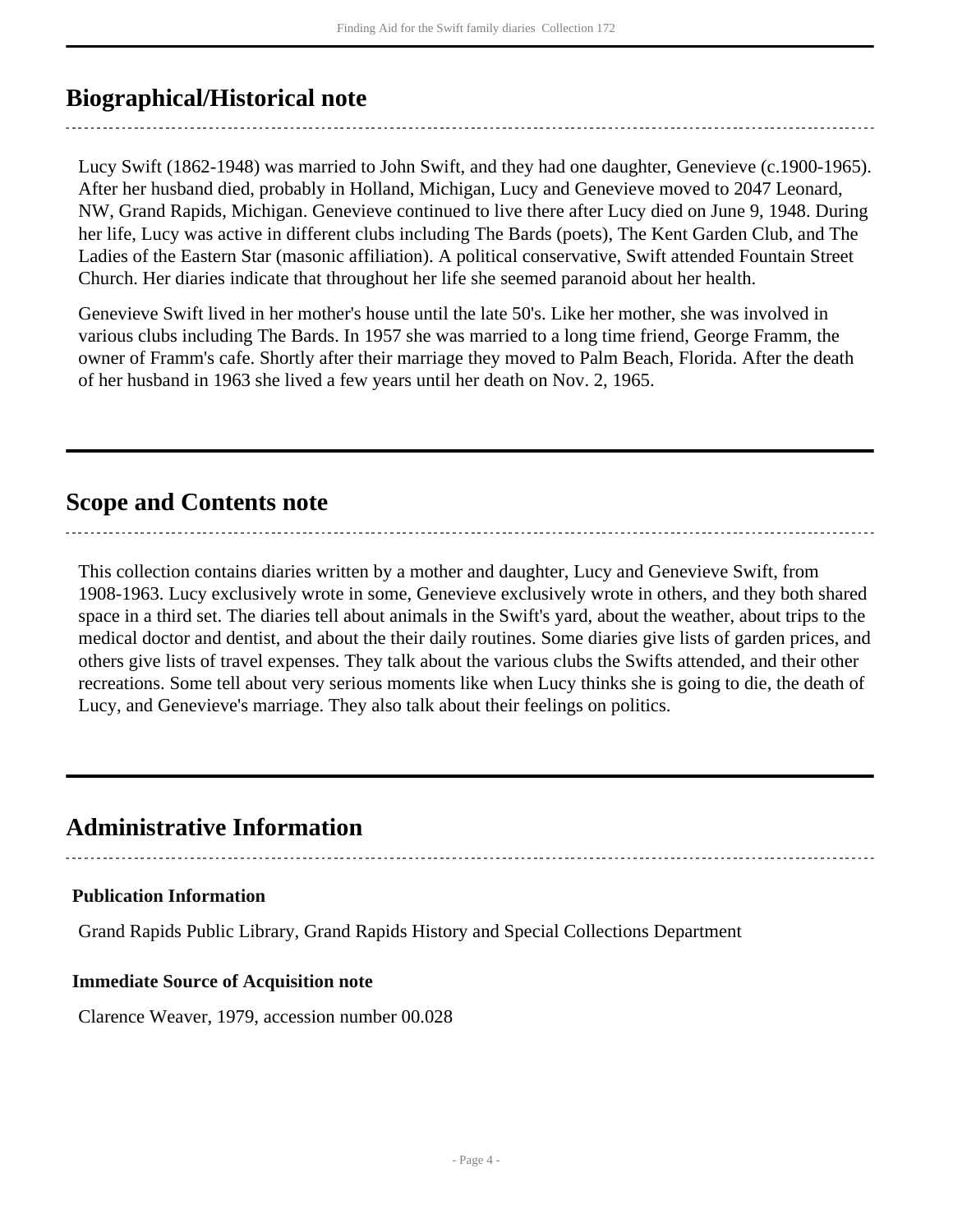## Biographical/Historical note

Lucy Swift (1862-1948) was married to John Swift, and they had one daughter, Genevieve (c.1900-1965). After her husband died, probably in Holland, Michigan, Lucy and Genevieve moved to 2047 Leonard, NW, Grand Rapids, Michigan. Genevieve continued to live there after Lucy died on June 9, 1948. During her life, Lucy was active in different clubs including The Bards (poets), The Kent Garden Club, and The Ladies of the Eastern Star (masonic affiliation). A political conservative, Swift attended Fountain Street Church. Her diaries indicate that throughout her life she seemed paranoid about her health.

Genevieve Swift lived in her mother's house until the late 50's. Like her mother, she was involved in various clubs including The Bards. In 1957 she was married to a long time friend, George Framm, the owner of Framm's cafe. Shortly after their marriage they moved to Palm Beach, Florida. After the death of her husband in 1963 she lived a few years until her death on Nov. 2, 1965.

## Scope and Contents note

This collection contains diaries written by a mother and daughter, Lucy and Genevieve Swift, from 1908-1963. Lucy exclusively wrote in some, Genevieve exclusively wrote in others, and they both shared space in a third set. The diaries tell about animals in the Swift's yard, about the weather, about trips to the medical doctor and dentist, and about the their daily routines. Some diaries give lists of garden prices, and others give lists of travel expenses. They talk about the various clubs the Swifts attended, and their other recreations. Some tell about very serious moments like when Lucy thinks she is going to die, the death of Lucy, and Genevieve's marriage. They also talk about their feelings on politics.

## Administrative Information

### Publication Information

Grand Rapids Public Library, Grand Rapids History and Special Collections Department

### Immediate Source of Acquisition note

Clarence Weaver, 1979, accession number 00.028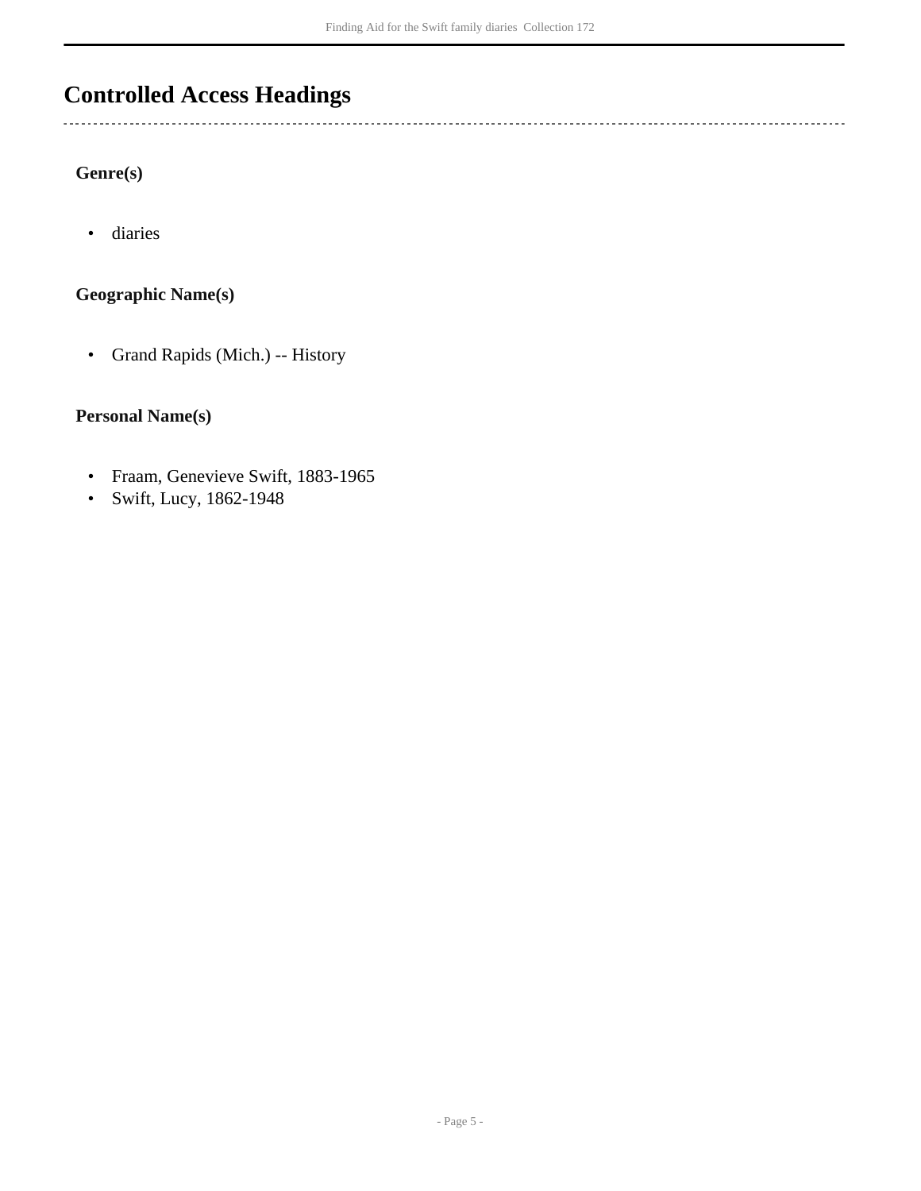## Controlled Access Headings

### Genre(s)

- diaries

### Geographic Name(s)

- Grand Rapids (Mich.) -- History

### Personal Name(s)

- Fraam, Genevieve Swift, 1883-1965
- Swift, Lucy, 1862-1948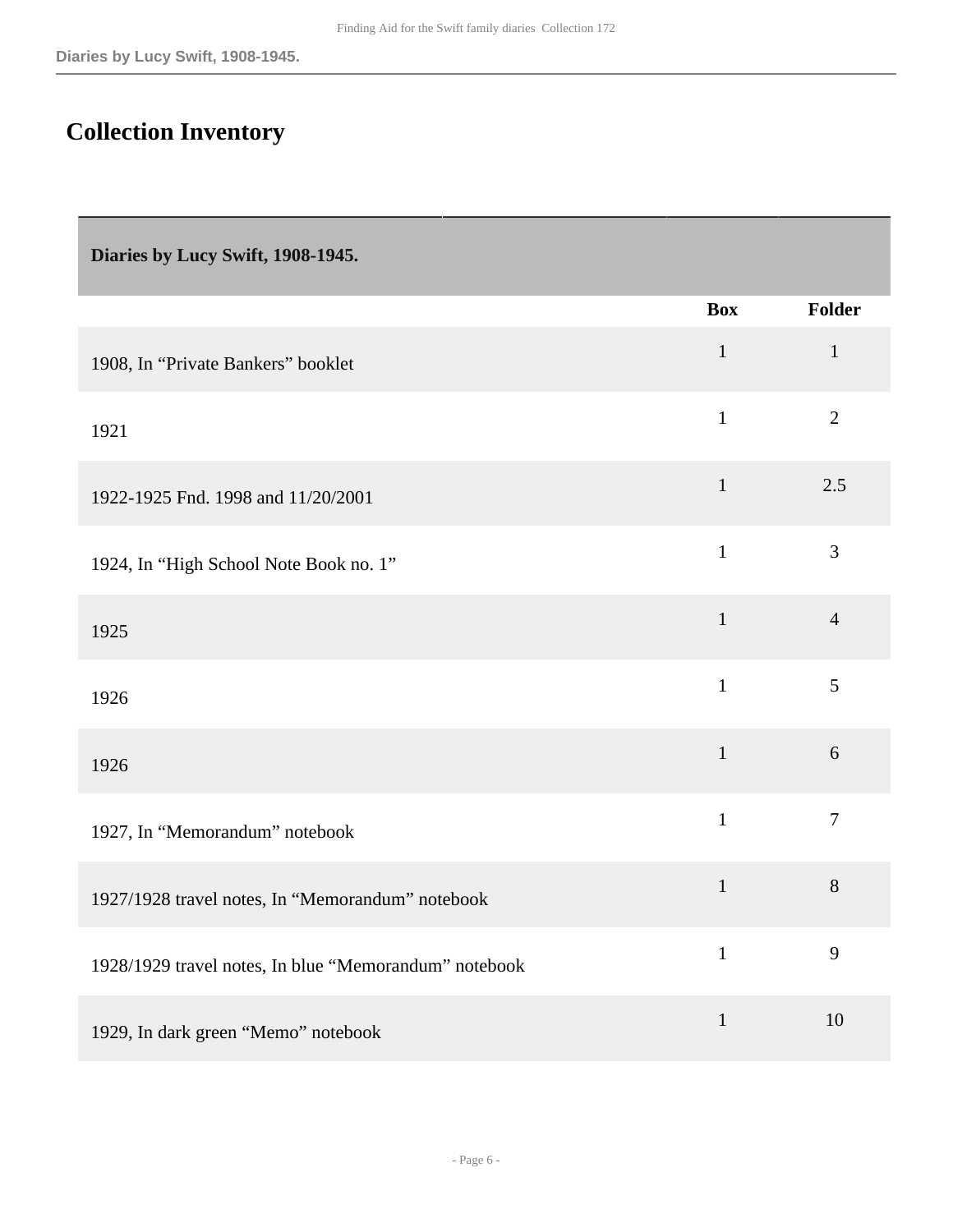## Collection Inventory

| Diaries by Lucy Swift, 1908-1945. | | |
|---|---|---|
| | **Box** | **Folder** |
| 1908, In “Private Bankers” booklet | 1 | 1 |
| 1921 | 1 | 2 |
| 1922-1925 Fnd. 1998 and 11/20/2001 | 1 | 2.5 |
| 1924, In “High School Note Book no. 1” | 1 | 3 |
| 1925 | 1 | 4 |
| 1926 | 1 | 5 |
| 1926 | 1 | 6 |
| 1927, In “Memorandum” notebook | 1 | 7 |
| 1927/1928 travel notes, In “Memorandum” notebook | 1 | 8 |
| 1928/1929 travel notes, In blue “Memorandum” notebook | 1 | 9 |
| 1929, In dark green “Memo” notebook | 1 | 10 |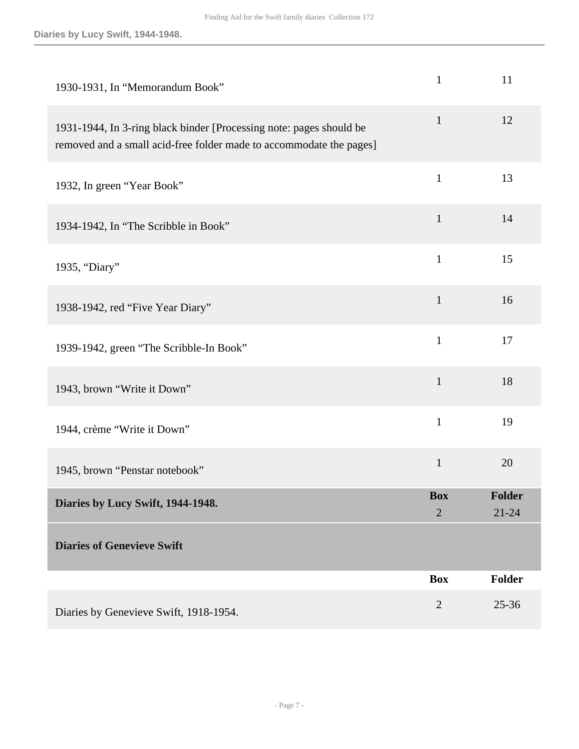| | Box | Folder |
|---|---|---|
| 1930-1931, In “Memorandum Book” | 1 | 11 |
| 1931-1944, In 3-ring black binder [Processing note: pages should be removed and a small acid-free folder made to accommodate the pages] | 1 | 12 |
| 1932, In green “Year Book” | 1 | 13 |
| 1934-1942, In “The Scribble in Book” | 1 | 14 |
| 1935, “Diary” | 1 | 15 |
| 1938-1942, red “Five Year Diary” | 1 | 16 |
| 1939-1942, green “The Scribble-In Book” | 1 | 17 |
| 1943, brown “Write it Down” | 1 | 18 |
| 1944, crème “Write it Down” | 1 | 19 |
| 1945, brown “Penstar notebook” | 1 | 20 |

| **Diaries by Lucy Swift, 1944-1948.** | **Box** | **Folder** |
|---|---|---|
| | 2 | 21-24 |

## Diaries of Genevieve Swift

| | Box | Folder |
|---|---|---|
| Diaries by Genevieve Swift, 1918-1954. | 2 | 25-36 |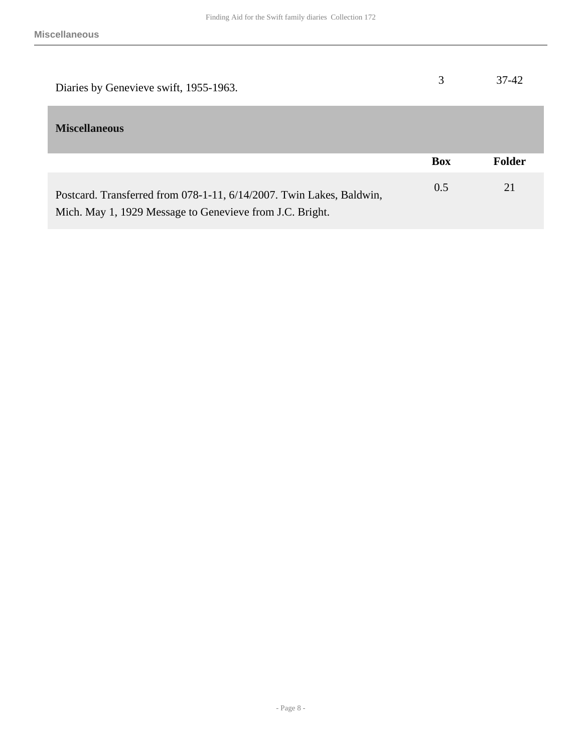| | Box | Folder |
|---|---|---|
| Diaries by Genevieve swift, 1955-1963. | 3 | 37-42 |

## Miscellaneous

| | Box | Folder |
|---|---|---|
| Postcard. Transferred from 078-1-11, 6/14/2007. Twin Lakes, Baldwin, Mich. May 1, 1929 Message to Genevieve from J.C. Bright. | 0.5 | 21 |